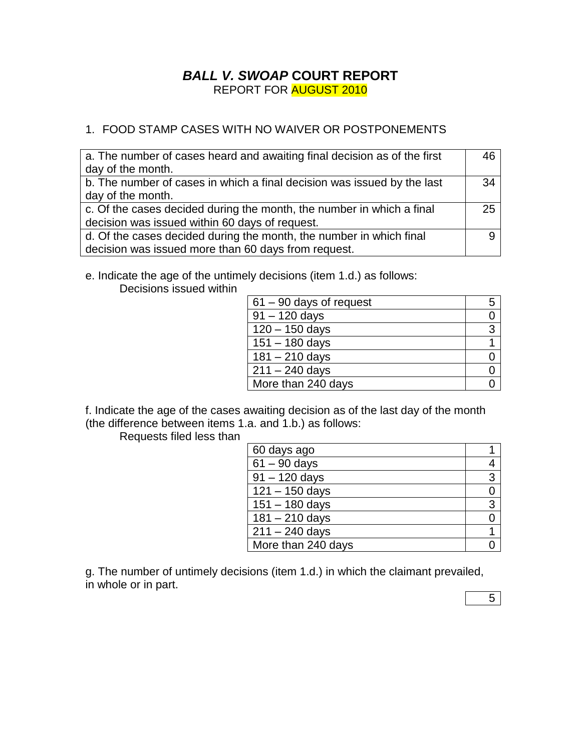# ***BALL V. SWOAP* COURT REPORT**

REPORT FOR AUGUST 2010

1. FOOD STAMP CASES WITH NO WAIVER OR POSTPONEMENTS

| | |
|---|---|
| a. The number of cases heard and awaiting final decision as of the first day of the month. | 46 |
| b. The number of cases in which a final decision was issued by the last day of the month. | 34 |
| c. Of the cases decided during the month, the number in which a final decision was issued within 60 days of request. | 25 |
| d. Of the cases decided during the month, the number in which final decision was issued more than 60 days from request. | 9 |

e. Indicate the age of the untimely decisions (item 1.d.) as follows:
Decisions issued within

| | |
|---|---|
| 61 – 90 days of request | 5 |
| 91 – 120 days | 0 |
| 120 – 150 days | 3 |
| 151 – 180 days | 1 |
| 181 – 210 days | 0 |
| 211 – 240 days | 0 |
| More than 240 days | 0 |

f. Indicate the age of the cases awaiting decision as of the last day of the month (the difference between items 1.a. and 1.b.) as follows:
Requests filed less than

| | |
|---|---|
| 60 days ago | 1 |
| 61 – 90 days | 4 |
| 91 – 120 days | 3 |
| 121 – 150 days | 0 |
| 151 – 180 days | 3 |
| 181 – 210 days | 0 |
| 211 – 240 days | 1 |
| More than 240 days | 0 |

g. The number of untimely decisions (item 1.d.) in which the claimant prevailed, in whole or in part.

| |
|---|
| 5 |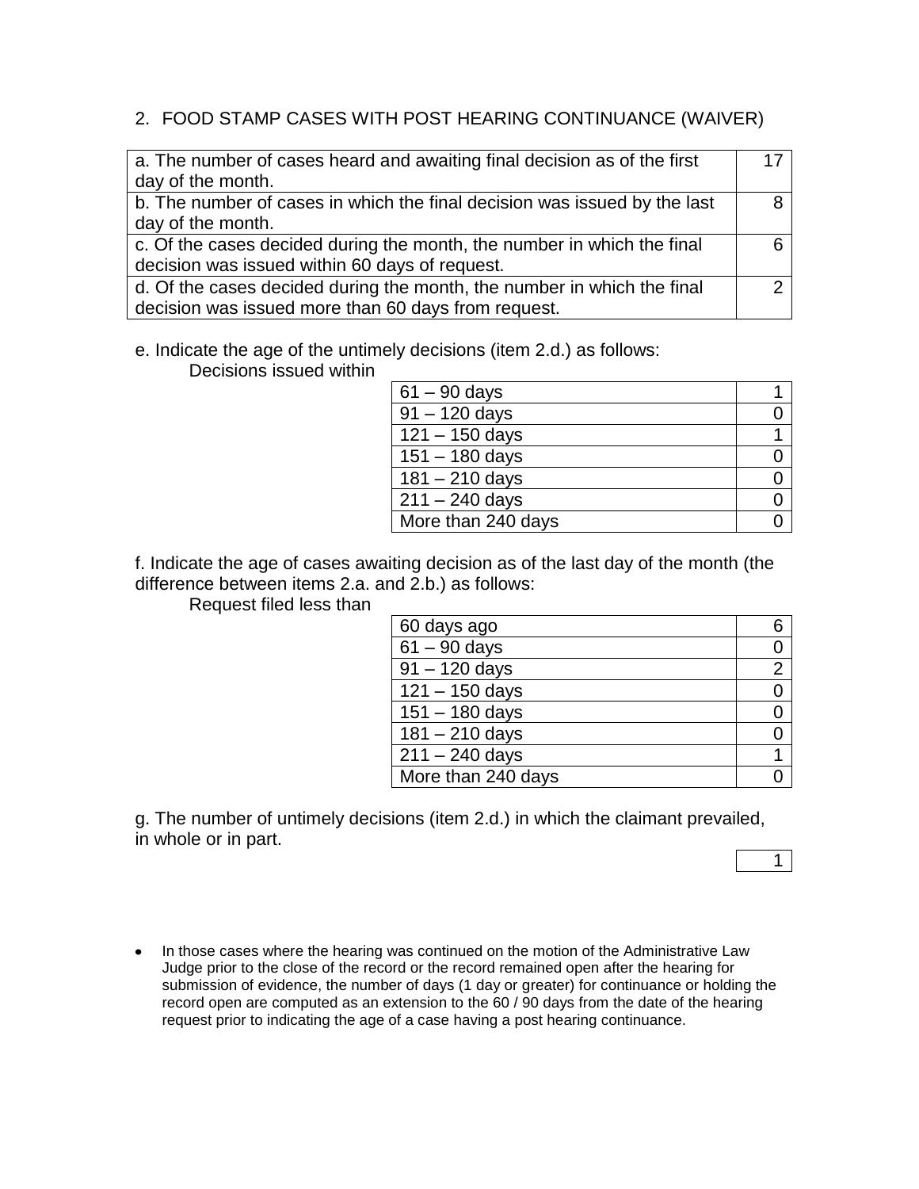## 2. FOOD STAMP CASES WITH POST HEARING CONTINUANCE (WAIVER)

| | |
|---|---|
| a. The number of cases heard and awaiting final decision as of the first day of the month. | 17 |
| b. The number of cases in which the final decision was issued by the last day of the month. | 8 |
| c. Of the cases decided during the month, the number in which the final decision was issued within 60 days of request. | 6 |
| d. Of the cases decided during the month, the number in which the final decision was issued more than 60 days from request. | 2 |

e. Indicate the age of the untimely decisions (item 2.d.) as follows:

Decisions issued within

| | |
|---|---|
| 61 – 90 days | 1 |
| 91 – 120 days | 0 |
| 121 – 150 days | 1 |
| 151 – 180 days | 0 |
| 181 – 210 days | 0 |
| 211 – 240 days | 0 |
| More than 240 days | 0 |

f. Indicate the age of cases awaiting decision as of the last day of the month (the difference between items 2.a. and 2.b.) as follows:

Request filed less than

| | |
|---|---|
| 60 days ago | 6 |
| 61 – 90 days | 0 |
| 91 – 120 days | 2 |
| 121 – 150 days | 0 |
| 151 – 180 days | 0 |
| 181 – 210 days | 0 |
| 211 – 240 days | 1 |
| More than 240 days | 0 |

g. The number of untimely decisions (item 2.d.) in which the claimant prevailed, in whole or in part.

| |
|---|
| 1 |

- In those cases where the hearing was continued on the motion of the Administrative Law Judge prior to the close of the record or the record remained open after the hearing for submission of evidence, the number of days (1 day or greater) for continuance or holding the record open are computed as an extension to the 60 / 90 days from the date of the hearing request prior to indicating the age of a case having a post hearing continuance.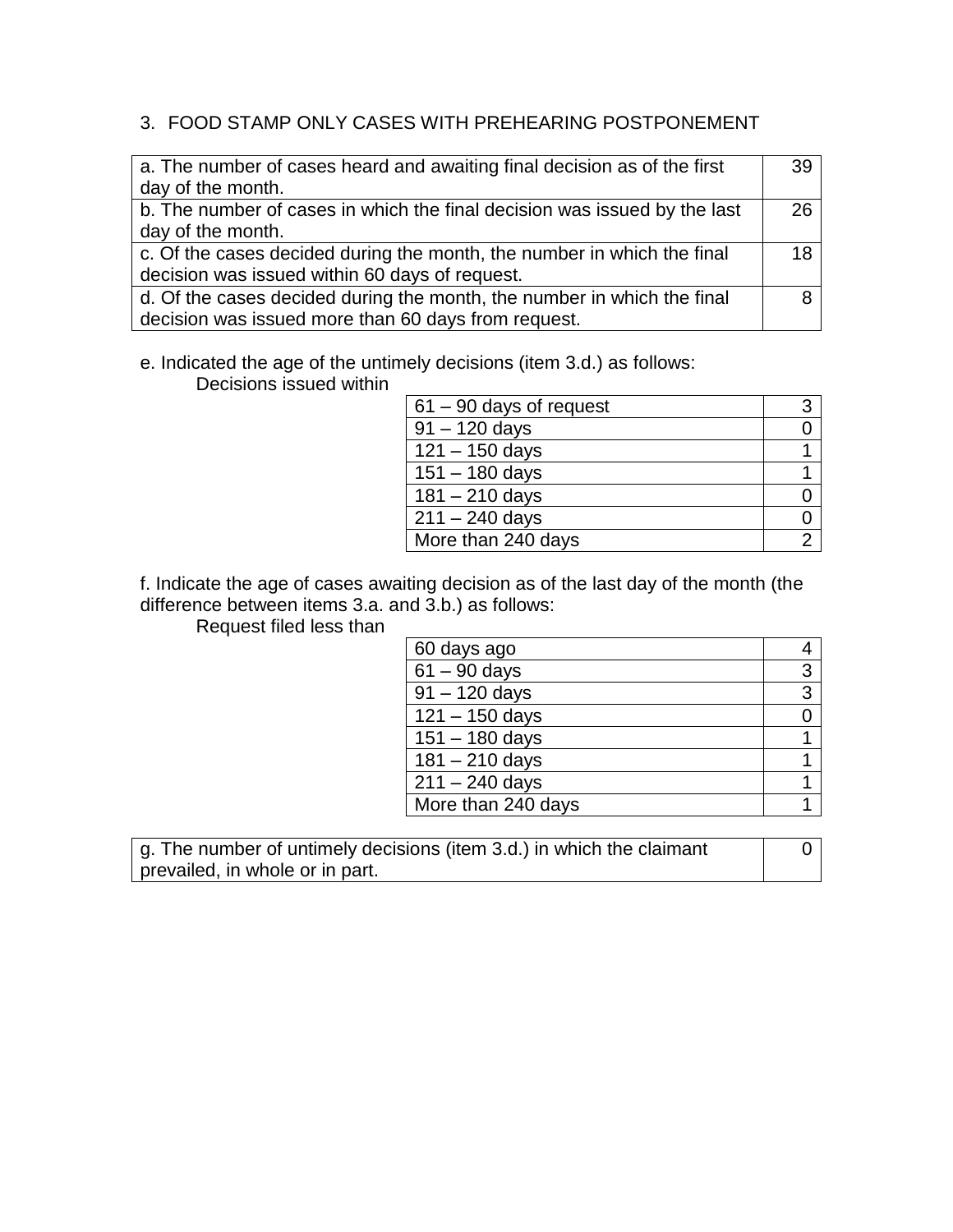3. FOOD STAMP ONLY CASES WITH PREHEARING POSTPONEMENT

| | |
|---|---|
| a. The number of cases heard and awaiting final decision as of the first day of the month. | 39 |
| b. The number of cases in which the final decision was issued by the last day of the month. | 26 |
| c. Of the cases decided during the month, the number in which the final decision was issued within 60 days of request. | 18 |
| d. Of the cases decided during the month, the number in which the final decision was issued more than 60 days from request. | 8 |

e. Indicated the age of the untimely decisions (item 3.d.) as follows:
Decisions issued within

| | |
|---|---|
| 61 – 90 days of request | 3 |
| 91 – 120 days | 0 |
| 121 – 150 days | 1 |
| 151 – 180 days | 1 |
| 181 – 210 days | 0 |
| 211 – 240 days | 0 |
| More than 240 days | 2 |

f. Indicate the age of cases awaiting decision as of the last day of the month (the difference between items 3.a. and 3.b.) as follows:
Request filed less than

| | |
|---|---|
| 60 days ago | 4 |
| 61 – 90 days | 3 |
| 91 – 120 days | 3 |
| 121 – 150 days | 0 |
| 151 – 180 days | 1 |
| 181 – 210 days | 1 |
| 211 – 240 days | 1 |
| More than 240 days | 1 |

| | |
|---|---|
| g. The number of untimely decisions (item 3.d.) in which the claimant prevailed, in whole or in part. | 0 |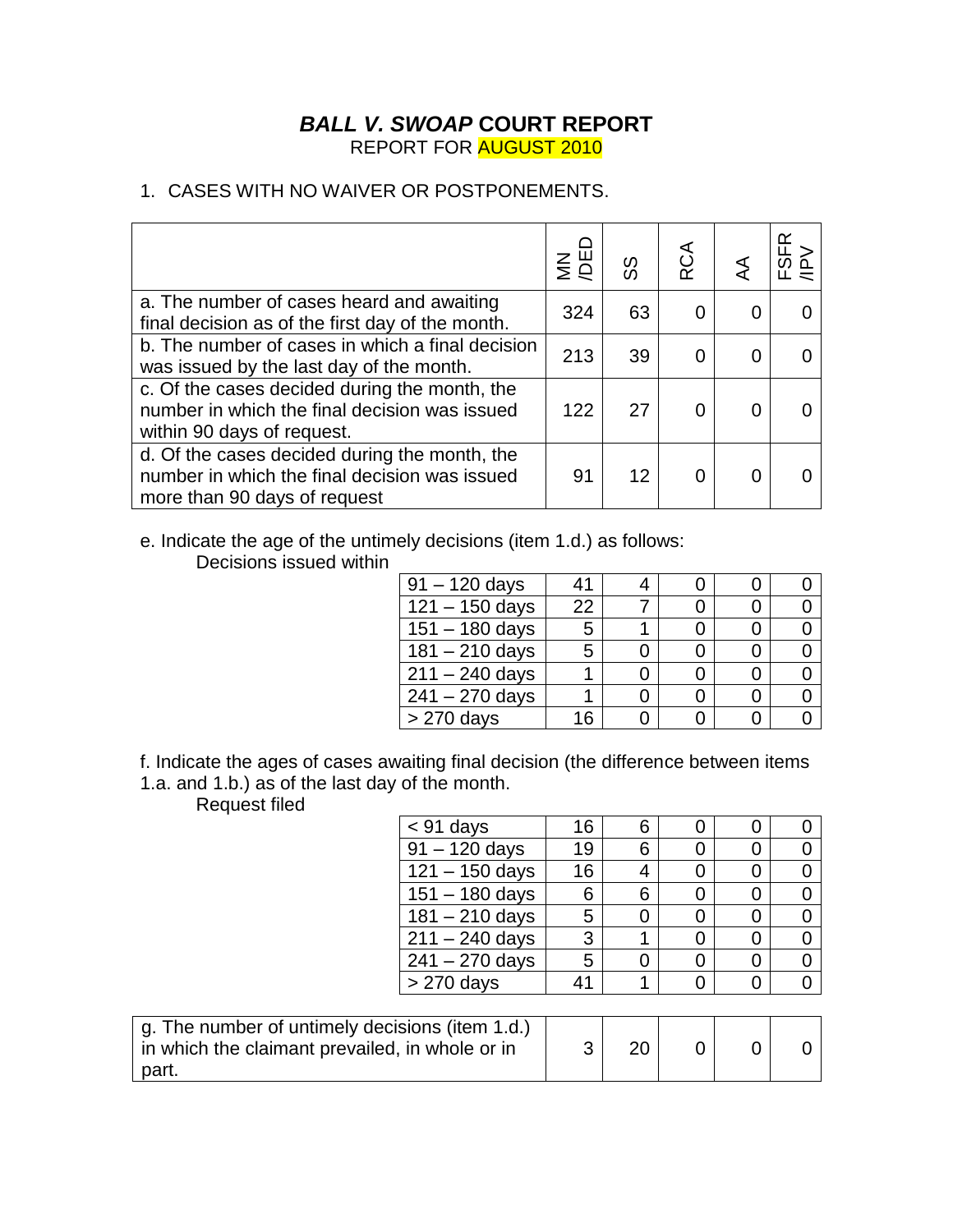# *BALL V. SWOAP* COURT REPORT

REPORT FOR AUGUST 2010

1. CASES WITH NO WAIVER OR POSTPONEMENTS.

| | MN /DED | SS | RCA | AA | FSFR /IPV |
|---|---|---|---|---|---|
| a. The number of cases heard and awaiting final decision as of the first day of the month. | 324 | 63 | 0 | 0 | 0 |
| b. The number of cases in which a final decision was issued by the last day of the month. | 213 | 39 | 0 | 0 | 0 |
| c. Of the cases decided during the month, the number in which the final decision was issued within 90 days of request. | 122 | 27 | 0 | 0 | 0 |
| d. Of the cases decided during the month, the number in which the final decision was issued more than 90 days of request | 91 | 12 | 0 | 0 | 0 |

e. Indicate the age of the untimely decisions (item 1.d.) as follows:

Decisions issued within

| | MN /DED | SS | RCA | AA | FSFR /IPV |
|---|---|---|---|---|---|
| 91 – 120 days | 41 | 4 | 0 | 0 | 0 |
| 121 – 150 days | 22 | 7 | 0 | 0 | 0 |
| 151 – 180 days | 5 | 1 | 0 | 0 | 0 |
| 181 – 210 days | 5 | 0 | 0 | 0 | 0 |
| 211 – 240 days | 1 | 0 | 0 | 0 | 0 |
| 241 – 270 days | 1 | 0 | 0 | 0 | 0 |
| > 270 days | 16 | 0 | 0 | 0 | 0 |

f. Indicate the ages of cases awaiting final decision (the difference between items 1.a. and 1.b.) as of the last day of the month.

Request filed

| | MN /DED | SS | RCA | AA | FSFR /IPV |
|---|---|---|---|---|---|
| < 91 days | 16 | 6 | 0 | 0 | 0 |
| 91 – 120 days | 19 | 6 | 0 | 0 | 0 |
| 121 – 150 days | 16 | 4 | 0 | 0 | 0 |
| 151 – 180 days | 6 | 6 | 0 | 0 | 0 |
| 181 – 210 days | 5 | 0 | 0 | 0 | 0 |
| 211 – 240 days | 3 | 1 | 0 | 0 | 0 |
| 241 – 270 days | 5 | 0 | 0 | 0 | 0 |
| > 270 days | 41 | 1 | 0 | 0 | 0 |

| | MN /DED | SS | RCA | AA | FSFR /IPV |
|---|---|---|---|---|---|
| g. The number of untimely decisions (item 1.d.) in which the claimant prevailed, in whole or in part. | 3 | 20 | 0 | 0 | 0 |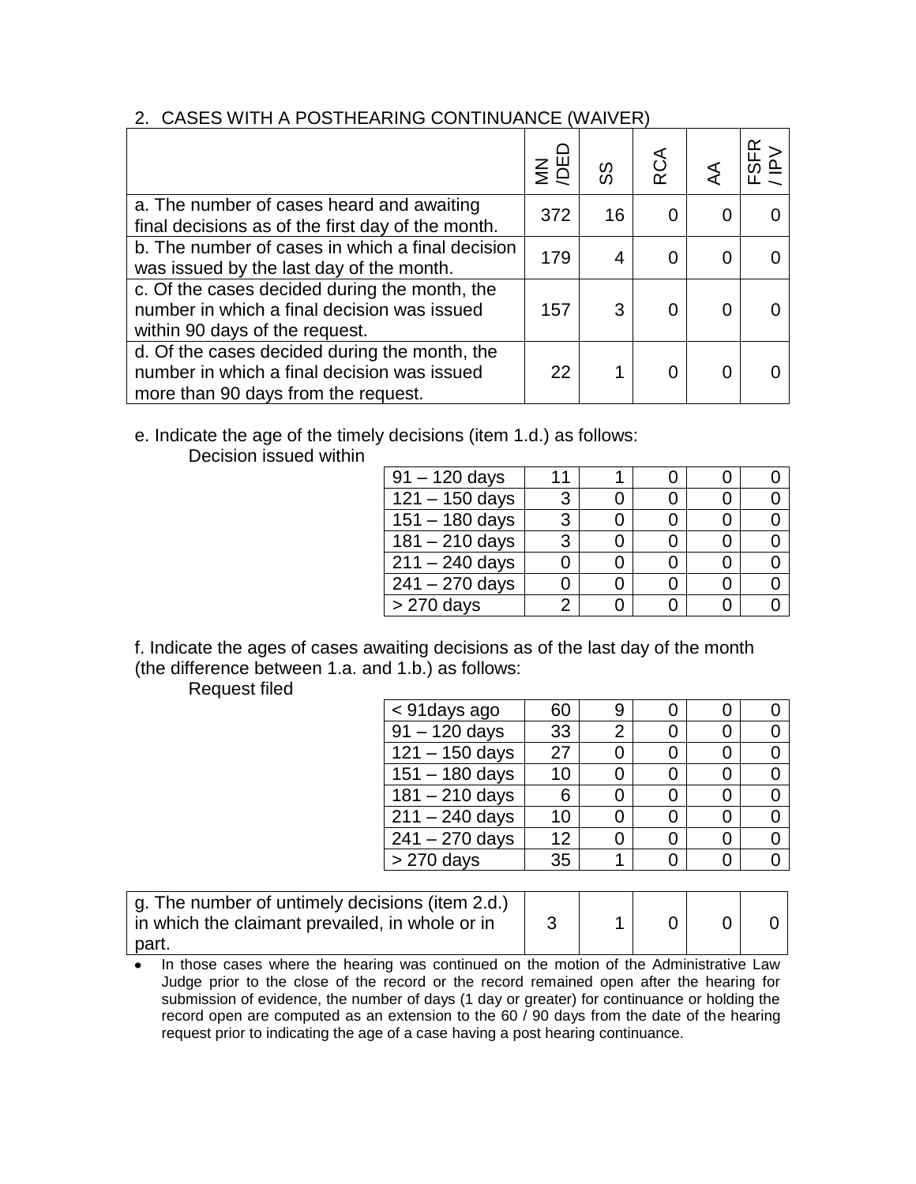## 2. CASES WITH A POSTHEARING CONTINUANCE (WAIVER)

| | MN /DED | SS | RCA | AA | FSFR / IPV |
|---|---|---|---|---|---|
| a. The number of cases heard and awaiting final decisions as of the first day of the month. | 372 | 16 | 0 | 0 | 0 |
| b. The number of cases in which a final decision was issued by the last day of the month. | 179 | 4 | 0 | 0 | 0 |
| c. Of the cases decided during the month, the number in which a final decision was issued within 90 days of the request. | 157 | 3 | 0 | 0 | 0 |
| d. Of the cases decided during the month, the number in which a final decision was issued more than 90 days from the request. | 22 | 1 | 0 | 0 | 0 |

e. Indicate the age of the timely decisions (item 1.d.) as follows:

Decision issued within

| | | | | | |
|---|---|---|---|---|---|
| 91 – 120 days | 11 | 1 | 0 | 0 | 0 |
| 121 – 150 days | 3 | 0 | 0 | 0 | 0 |
| 151 – 180 days | 3 | 0 | 0 | 0 | 0 |
| 181 – 210 days | 3 | 0 | 0 | 0 | 0 |
| 211 – 240 days | 0 | 0 | 0 | 0 | 0 |
| 241 – 270 days | 0 | 0 | 0 | 0 | 0 |
| > 270 days | 2 | 0 | 0 | 0 | 0 |

f. Indicate the ages of cases awaiting decisions as of the last day of the month (the difference between 1.a. and 1.b.) as follows:

Request filed

| | | | | | |
|---|---|---|---|---|---|
| < 91days ago | 60 | 9 | 0 | 0 | 0 |
| 91 – 120 days | 33 | 2 | 0 | 0 | 0 |
| 121 – 150 days | 27 | 0 | 0 | 0 | 0 |
| 151 – 180 days | 10 | 0 | 0 | 0 | 0 |
| 181 – 210 days | 6 | 0 | 0 | 0 | 0 |
| 211 – 240 days | 10 | 0 | 0 | 0 | 0 |
| 241 – 270 days | 12 | 0 | 0 | 0 | 0 |
| > 270 days | 35 | 1 | 0 | 0 | 0 |

| | | | | | |
|---|---|---|---|---|---|
| g. The number of untimely decisions (item 2.d.) in which the claimant prevailed, in whole or in part. | 3 | 1 | 0 | 0 | 0 |

- In those cases where the hearing was continued on the motion of the Administrative Law Judge prior to the close of the record or the record remained open after the hearing for submission of evidence, the number of days (1 day or greater) for continuance or holding the record open are computed as an extension to the 60 / 90 days from the date of the hearing request prior to indicating the age of a case having a post hearing continuance.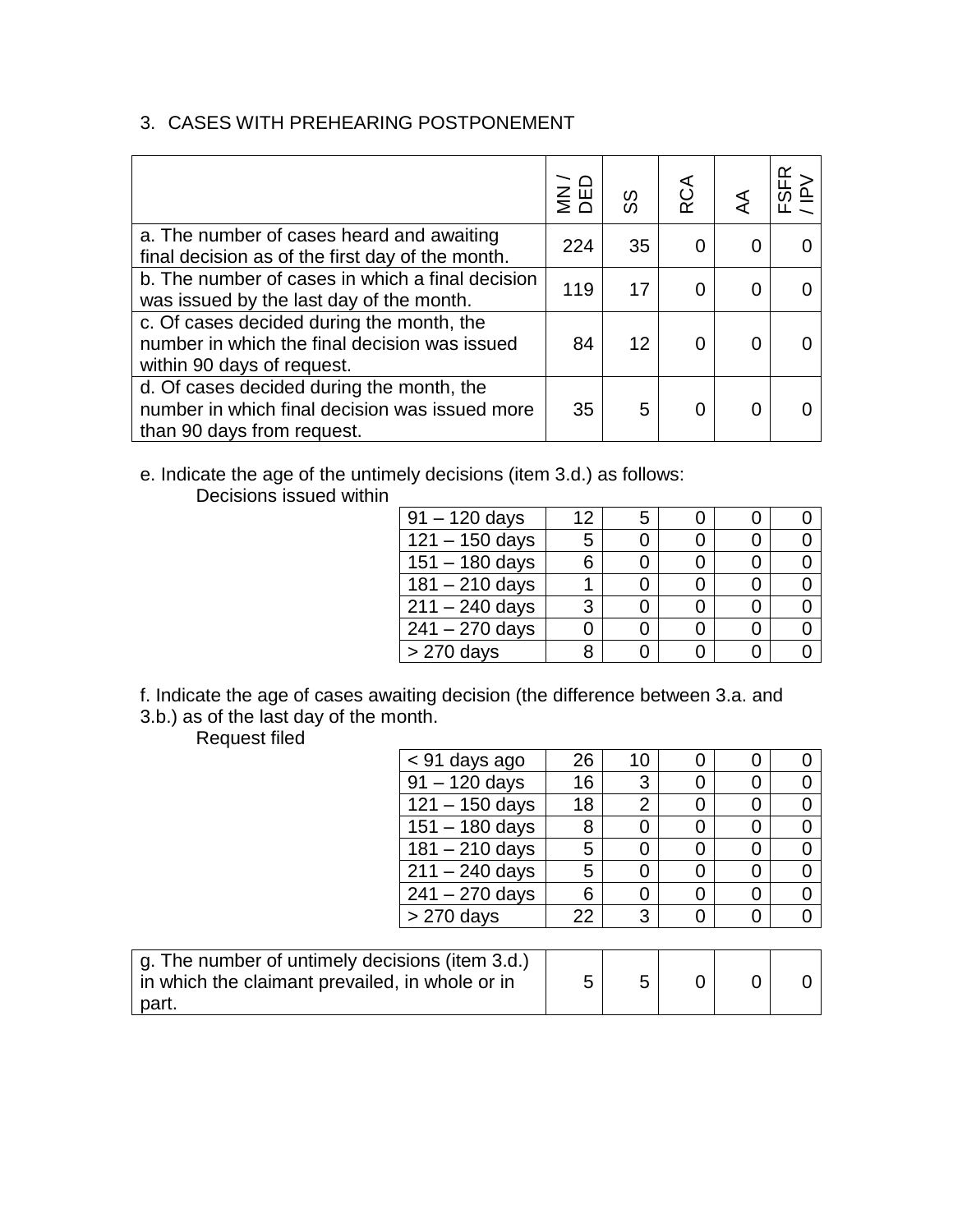3. CASES WITH PREHEARING POSTPONEMENT

| | MN / DED | SS | RCA | AA | FSFR / IPV |
|---|---|---|---|---|---|
| a. The number of cases heard and awaiting final decision as of the first day of the month. | 224 | 35 | 0 | 0 | 0 |
| b. The number of cases in which a final decision was issued by the last day of the month. | 119 | 17 | 0 | 0 | 0 |
| c. Of cases decided during the month, the number in which the final decision was issued within 90 days of request. | 84 | 12 | 0 | 0 | 0 |
| d. Of cases decided during the month, the number in which final decision was issued more than 90 days from request. | 35 | 5 | 0 | 0 | 0 |

e. Indicate the age of the untimely decisions (item 3.d.) as follows:

Decisions issued within

| | MN / DED | SS | RCA | AA | FSFR / IPV |
|---|---|---|---|---|---|
| 91 – 120 days | 12 | 5 | 0 | 0 | 0 |
| 121 – 150 days | 5 | 0 | 0 | 0 | 0 |
| 151 – 180 days | 6 | 0 | 0 | 0 | 0 |
| 181 – 210 days | 1 | 0 | 0 | 0 | 0 |
| 211 – 240 days | 3 | 0 | 0 | 0 | 0 |
| 241 – 270 days | 0 | 0 | 0 | 0 | 0 |
| > 270 days | 8 | 0 | 0 | 0 | 0 |

f. Indicate the age of cases awaiting decision (the difference between 3.a. and 3.b.) as of the last day of the month.

Request filed

| | MN / DED | SS | RCA | AA | FSFR / IPV |
|---|---|---|---|---|---|
| < 91 days ago | 26 | 10 | 0 | 0 | 0 |
| 91 – 120 days | 16 | 3 | 0 | 0 | 0 |
| 121 – 150 days | 18 | 2 | 0 | 0 | 0 |
| 151 – 180 days | 8 | 0 | 0 | 0 | 0 |
| 181 – 210 days | 5 | 0 | 0 | 0 | 0 |
| 211 – 240 days | 5 | 0 | 0 | 0 | 0 |
| 241 – 270 days | 6 | 0 | 0 | 0 | 0 |
| > 270 days | 22 | 3 | 0 | 0 | 0 |

| | MN / DED | SS | RCA | AA | FSFR / IPV |
|---|---|---|---|---|---|
| g. The number of untimely decisions (item 3.d.) in which the claimant prevailed, in whole or in part. | 5 | 5 | 0 | 0 | 0 |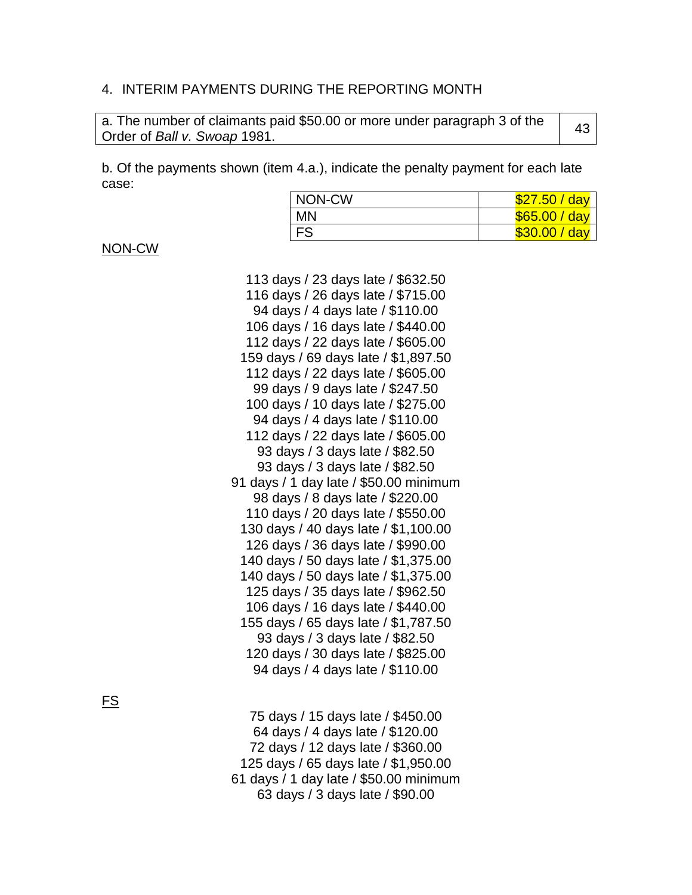4. INTERIM PAYMENTS DURING THE REPORTING MONTH

| a. The number of claimants paid $50.00 or more under paragraph 3 of the Order of *Ball v. Swoap* 1981. | 43 |
|---|---|

b. Of the payments shown (item 4.a.), indicate the penalty payment for each late case:

| NON-CW | $27.50 / day |
|---|---|
| MN | $65.00 / day |
| FS | $30.00 / day |

<u>NON-CW</u>

113 days / 23 days late / $632.50
116 days / 26 days late / $715.00
94 days / 4 days late / $110.00
106 days / 16 days late / $440.00
112 days / 22 days late / $605.00
159 days / 69 days late / $1,897.50
112 days / 22 days late / $605.00
99 days / 9 days late / $247.50
100 days / 10 days late / $275.00
94 days / 4 days late / $110.00
112 days / 22 days late / $605.00
93 days / 3 days late / $82.50
93 days / 3 days late / $82.50
91 days / 1 day late / $50.00 minimum
98 days / 8 days late / $220.00
110 days / 20 days late / $550.00
130 days / 40 days late / $1,100.00
126 days / 36 days late / $990.00
140 days / 50 days late / $1,375.00
140 days / 50 days late / $1,375.00
125 days / 35 days late / $962.50
106 days / 16 days late / $440.00
155 days / 65 days late / $1,787.50
93 days / 3 days late / $82.50
120 days / 30 days late / $825.00
94 days / 4 days late / $110.00

<u>FS</u>

75 days / 15 days late / $450.00
64 days / 4 days late / $120.00
72 days / 12 days late / $360.00
125 days / 65 days late / $1,950.00
61 days / 1 day late / $50.00 minimum
63 days / 3 days late / $90.00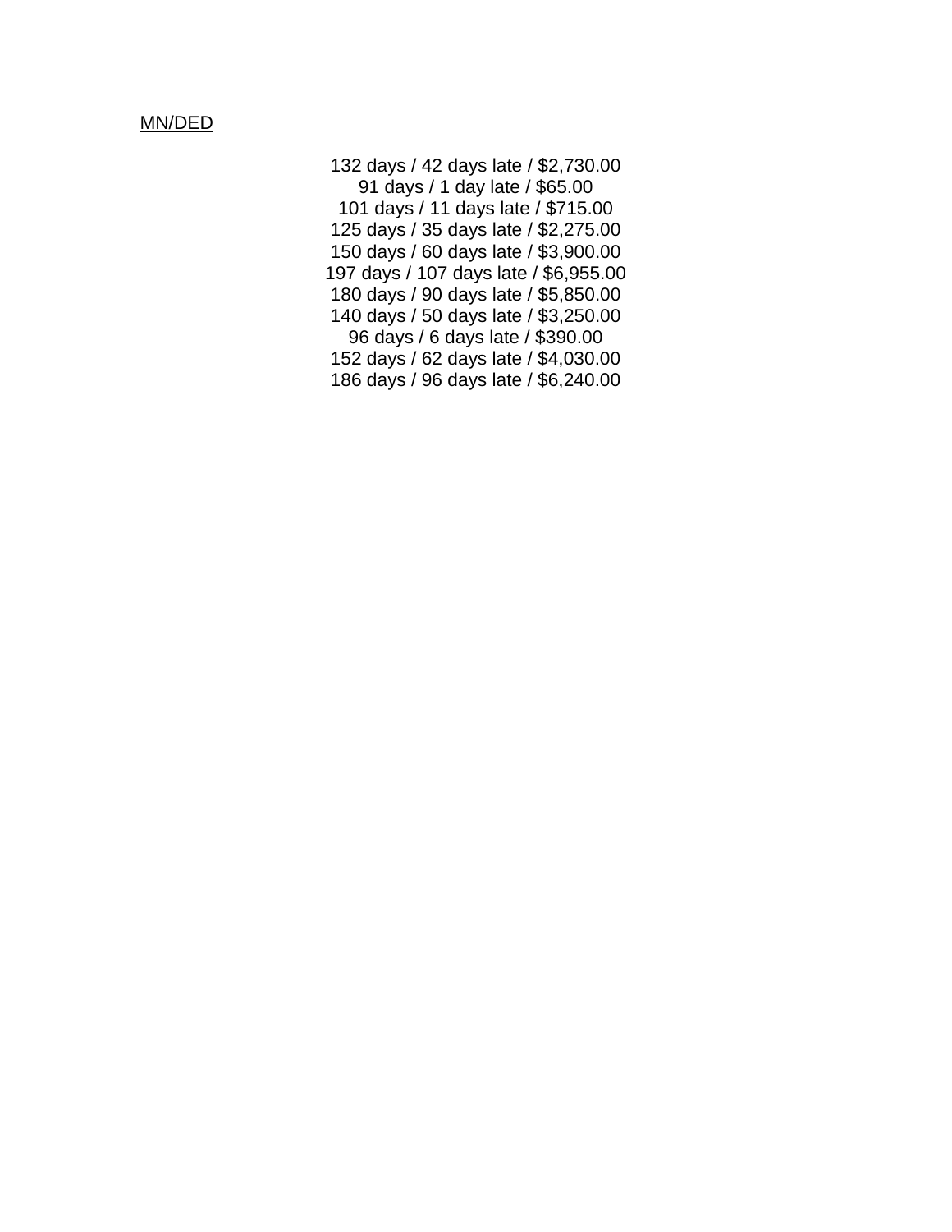MN/DED

132 days / 42 days late / $2,730.00
91 days / 1 day late / $65.00
101 days / 11 days late / $715.00
125 days / 35 days late / $2,275.00
150 days / 60 days late / $3,900.00
197 days / 107 days late / $6,955.00
180 days / 90 days late / $5,850.00
140 days / 50 days late / $3,250.00
96 days / 6 days late / $390.00
152 days / 62 days late / $4,030.00
186 days / 96 days late / $6,240.00